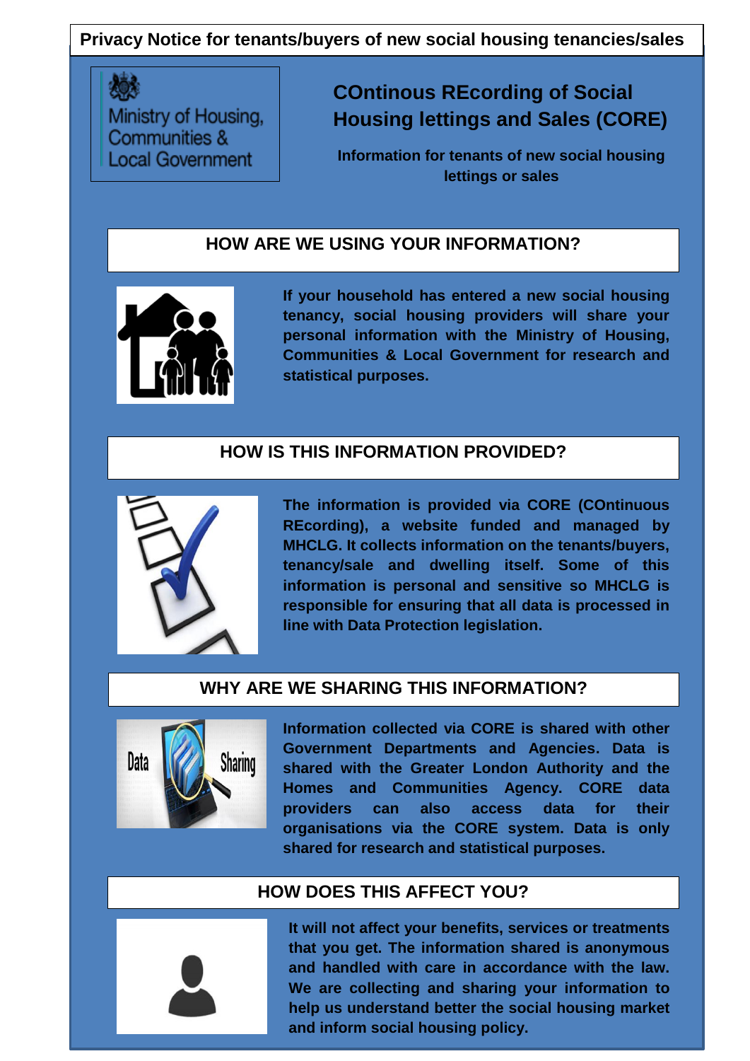# Privacy Notice for tenants/buyers of new social housing tenancies/sales

Ministry of Housing, Communities & Local Government

## COntinous REcording of Social Housing lettings and Sales (CORE)

**Information for tenants of new social housing lettings or sales**

## HOW ARE WE USING YOUR INFORMATION?

**If your household has entered a new social housing tenancy, social housing providers will share your personal information with the Ministry of Housing, Communities & Local Government for research and statistical purposes.**

## HOW IS THIS INFORMATION PROVIDED?

**The information is provided via CORE (COntinuous REcording), a website funded and managed by MHCLG. It collects information on the tenants/buyers, tenancy/sale and dwelling itself. Some of this information is personal and sensitive so MHCLG is responsible for ensuring that all data is processed in line with Data Protection legislation.**

## WHY ARE WE SHARING THIS INFORMATION?

**Information collected via CORE is shared with other Government Departments and Agencies. Data is shared with the Greater London Authority and the Homes and Communities Agency. CORE data providers can also access data for their organisations via the CORE system. Data is only shared for research and statistical purposes.**

## HOW DOES THIS AFFECT YOU?

**It will not affect your benefits, services or treatments that you get. The information shared is anonymous and handled with care in accordance with the law. We are collecting and sharing your information to help us understand better the social housing market and inform social housing policy.**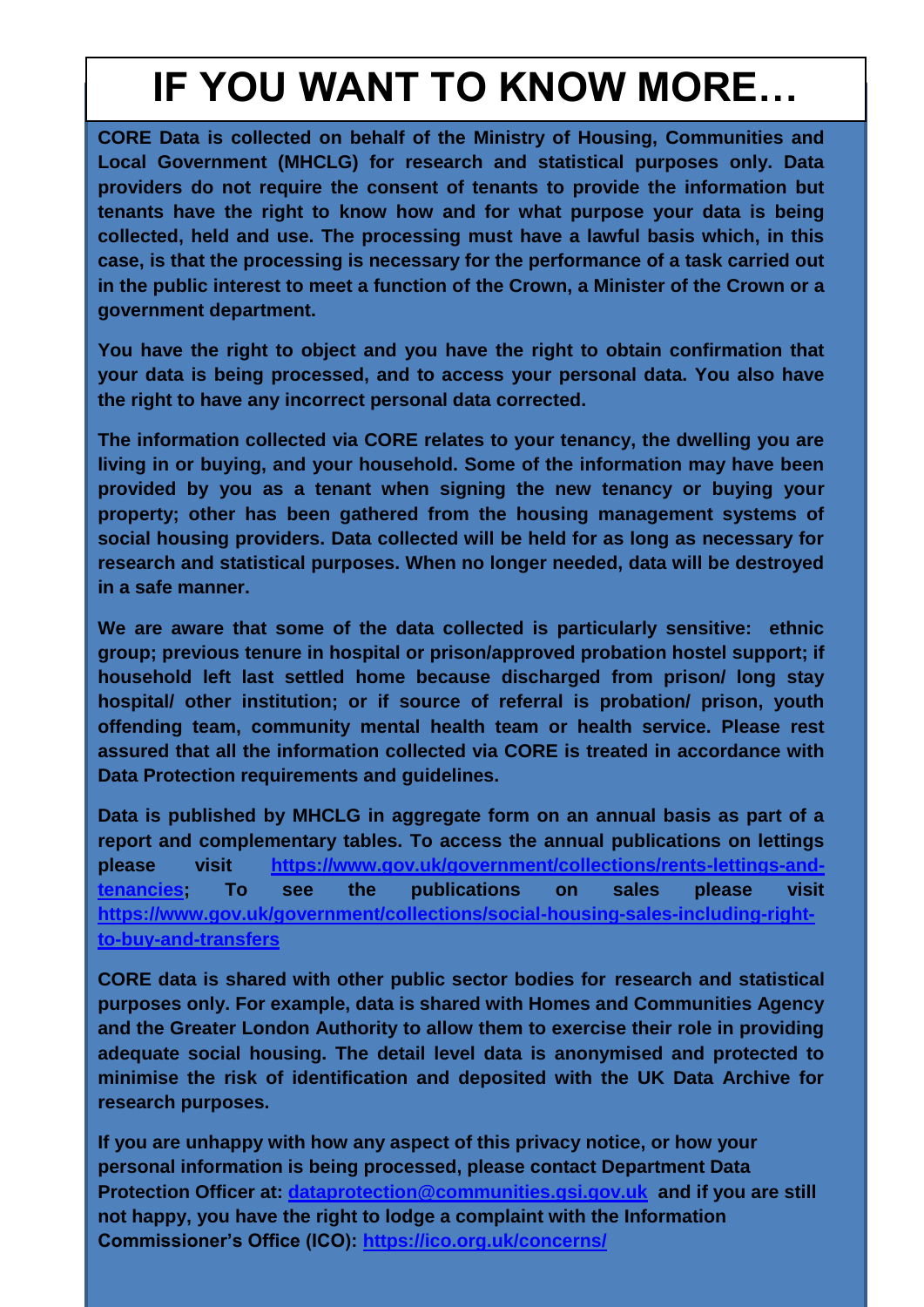# IF YOU WANT TO KNOW MORE…

**CORE Data is collected on behalf of the Ministry of Housing, Communities and Local Government (MHCLG) for research and statistical purposes only. Data providers do not require the consent of tenants to provide the information but tenants have the right to know how and for what purpose your data is being collected, held and use. The processing must have a lawful basis which, in this case, is that the processing is necessary for the performance of a task carried out in the public interest to meet a function of the Crown, a Minister of the Crown or a government department.**

**You have the right to object and you have the right to obtain confirmation that your data is being processed, and to access your personal data. You also have the right to have any incorrect personal data corrected.**

**The information collected via CORE relates to your tenancy, the dwelling you are living in or buying, and your household. Some of the information may have been provided by you as a tenant when signing the new tenancy or buying your property; other has been gathered from the housing management systems of social housing providers. Data collected will be held for as long as necessary for research and statistical purposes. When no longer needed, data will be destroyed in a safe manner.**

**We are aware that some of the data collected is particularly sensitive: ethnic group; previous tenure in hospital or prison/approved probation hostel support; if household left last settled home because discharged from prison/ long stay hospital/ other institution; or if source of referral is probation/ prison, youth offending team, community mental health team or health service. Please rest assured that all the information collected via CORE is treated in accordance with Data Protection requirements and guidelines.**

**Data is published by MHCLG in aggregate form on an annual basis as part of a report and complementary tables. To access the annual publications on lettings please visit https://www.gov.uk/government/collections/rents-lettings-and-tenancies; To see the publications on sales please visit https://www.gov.uk/government/collections/social-housing-sales-including-right-to-buy-and-transfers**

**CORE data is shared with other public sector bodies for research and statistical purposes only. For example, data is shared with Homes and Communities Agency and the Greater London Authority to allow them to exercise their role in providing adequate social housing. The detail level data is anonymised and protected to minimise the risk of identification and deposited with the UK Data Archive for research purposes.**

**If you are unhappy with how any aspect of this privacy notice, or how your personal information is being processed, please contact Department Data Protection Officer at: dataprotection@communities.gsi.gov.uk and if you are still not happy, you have the right to lodge a complaint with the Information Commissioner's Office (ICO): https://ico.org.uk/concerns/**